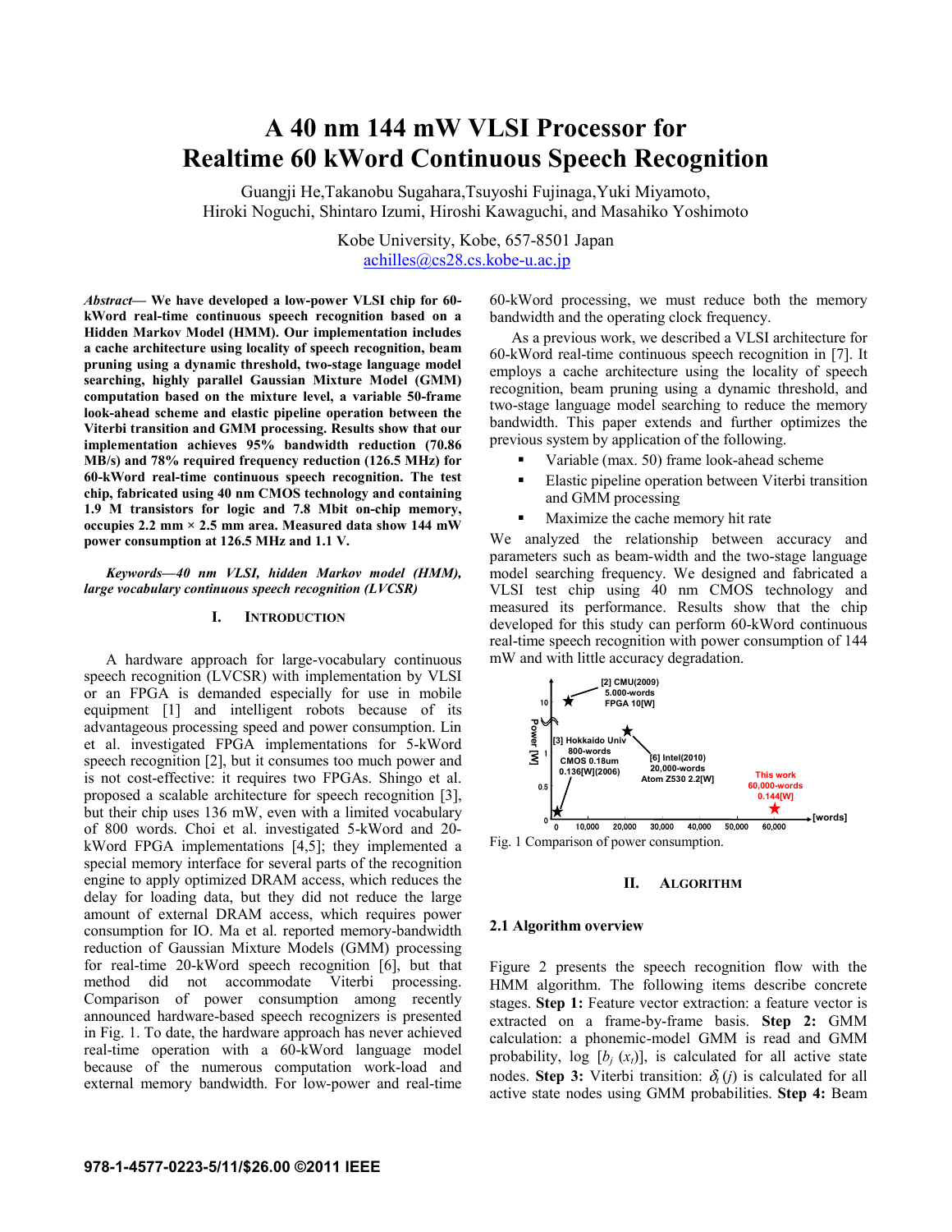# A 40 nm 144 mW VLSI Processor for Realtime 60 kWord Continuous Speech Recognition

Guangji He, Takanobu Sugahara, Tsuyoshi Fujinaga, Yuki Miyamoto, Hiroki Noguchi, Shintaro Izumi, Hiroshi Kawaguchi, and Masahiko Yoshimoto

Kobe University, Kobe, 657-8501 Japan
achilles@cs28.cs.kobe-u.ac.jp

***Abstract*— We have developed a low-power VLSI chip for 60-kWord real-time continuous speech recognition based on a Hidden Markov Model (HMM). Our implementation includes a cache architecture using locality of speech recognition, beam pruning using a dynamic threshold, two-stage language model searching, highly parallel Gaussian Mixture Model (GMM) computation based on the mixture level, a variable 50-frame look-ahead scheme and elastic pipeline operation between the Viterbi transition and GMM processing. Results show that our implementation achieves 95% bandwidth reduction (70.86 MB/s) and 78% required frequency reduction (126.5 MHz) for 60-kWord real-time continuous speech recognition. The test chip, fabricated using 40 nm CMOS technology and containing 1.9 M transistors for logic and 7.8 Mbit on-chip memory, occupies 2.2 mm × 2.5 mm area. Measured data show 144 mW power consumption at 126.5 MHz and 1.1 V.**

***Keywords—40 nm VLSI, hidden Markov model (HMM), large vocabulary continuous speech recognition (LVCSR)***

## I. Introduction

A hardware approach for large-vocabulary continuous speech recognition (LVCSR) with implementation by VLSI or an FPGA is demanded especially for use in mobile equipment [1] and intelligent robots because of its advantageous processing speed and power consumption. Lin et al. investigated FPGA implementations for 5-kWord speech recognition [2], but it consumes too much power and is not cost-effective: it requires two FPGAs. Shingo et al. proposed a scalable architecture for speech recognition [3], but their chip uses 136 mW, even with a limited vocabulary of 800 words. Choi et al. investigated 5-kWord and 20-kWord FPGA implementations [4,5]; they implemented a special memory interface for several parts of the recognition engine to apply optimized DRAM access, which reduces the delay for loading data, but they did not reduce the large amount of external DRAM access, which requires power consumption for IO. Ma et al. reported memory-bandwidth reduction of Gaussian Mixture Models (GMM) processing for real-time 20-kWord speech recognition [6], but that method did not accommodate Viterbi processing. Comparison of power consumption among recently announced hardware-based speech recognizers is presented in Fig. 1. To date, the hardware approach has never achieved real-time operation with a 60-kWord language model because of the numerous computation work-load and external memory bandwidth. For low-power and real-time 60-kWord processing, we must reduce both the memory bandwidth and the operating clock frequency.

As a previous work, we described a VLSI architecture for 60-kWord real-time continuous speech recognition in [7]. It employs a cache architecture using the locality of speech recognition, beam pruning using a dynamic threshold, and two-stage language model searching to reduce the memory bandwidth. This paper extends and further optimizes the previous system by application of the following.

- Variable (max. 50) frame look-ahead scheme
- Elastic pipeline operation between Viterbi transition and GMM processing
- Maximize the cache memory hit rate

We analyzed the relationship between accuracy and parameters such as beam-width and the two-stage language model searching frequency. We designed and fabricated a VLSI test chip using 40 nm CMOS technology and measured its performance. Results show that the chip developed for this study can perform 60-kWord continuous real-time speech recognition with power consumption of 144 mW and with little accuracy degradation.

Fig. 1 Comparison of power consumption.

## II. Algorithm

### 2.1 Algorithm overview

Figure 2 presents the speech recognition flow with the HMM algorithm. The following items describe concrete stages. **Step 1:** Feature vector extraction: a feature vector is extracted on a frame-by-frame basis. **Step 2:** GMM calculation: a phonemic-model GMM is read and GMM probability, log $[b_j(x_t)]$, is calculated for all active state nodes. **Step 3:** Viterbi transition: $\delta_t(j)$ is calculated for all active state nodes using GMM probabilities. **Step 4:** Beam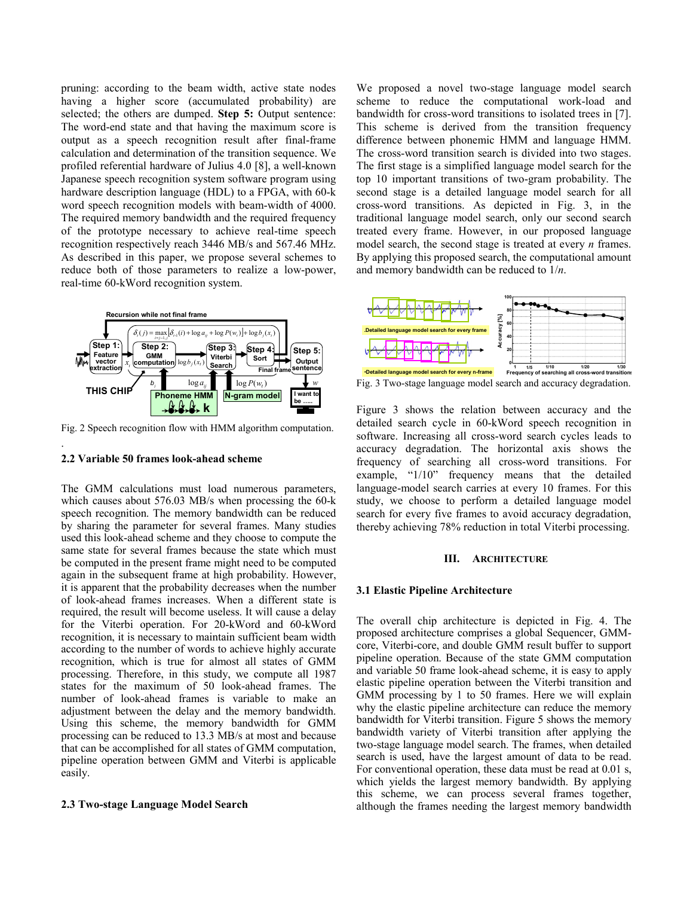pruning: according to the beam width, active state nodes having a higher score (accumulated probability) are selected; the others are dumped. **Step 5:** Output sentence: The word-end state and that having the maximum score is output as a speech recognition result after final-frame calculation and determination of the transition sequence. We profiled referential hardware of Julius 4.0 [8], a well-known Japanese speech recognition system software program using hardware description language (HDL) to a FPGA, with 60-k word speech recognition models with beam-width of 4000. The required memory bandwidth and the required frequency of the prototype necessary to achieve real-time speech recognition respectively reach 3446 MB/s and 567.46 MHz. As described in this paper, we propose several schemes to reduce both of those parameters to realize a low-power, real-time 60-kWord recognition system.

Fig. 2 Speech recognition flow with HMM algorithm computation.

### 2.2 Variable 50 frames look-ahead scheme

The GMM calculations must load numerous parameters, which causes about 576.03 MB/s when processing the 60-k speech recognition. The memory bandwidth can be reduced by sharing the parameter for several frames. Many studies used this look-ahead scheme and they choose to compute the same state for several frames because the state which must be computed in the present frame might need to be computed again in the subsequent frame at high probability. However, it is apparent that the probability decreases when the number of look-ahead frames increases. When a different state is required, the result will become useless. It will cause a delay for the Viterbi operation. For 20-kWord and 60-kWord recognition, it is necessary to maintain sufficient beam width according to the number of words to achieve highly accurate recognition, which is true for almost all states of GMM processing. Therefore, in this study, we compute all 1987 states for the maximum of 50 look-ahead frames. The number of look-ahead frames is variable to make an adjustment between the delay and the memory bandwidth. Using this scheme, the memory bandwidth for GMM processing can be reduced to 13.3 MB/s at most and because that can be accomplished for all states of GMM computation, pipeline operation between GMM and Viterbi is applicable easily.

### 2.3 Two-stage Language Model Search

We proposed a novel two-stage language model search scheme to reduce the computational work-load and bandwidth for cross-word transitions to isolated trees in [7]. This scheme is derived from the transition frequency difference between phonemic HMM and language HMM. The cross-word transition search is divided into two stages. The first stage is a simplified language model search for the top 10 important transitions of two-gram probability. The second stage is a detailed language model search for all cross-word transitions. As depicted in Fig. 3, in the traditional language model search, only our second search treated every frame. However, in our proposed language model search, the second stage is treated at every *n* frames. By applying this proposed search, the computational amount and memory bandwidth can be reduced to $1/n$.

Fig. 3 Two-stage language model search and accuracy degradation.

Figure 3 shows the relation between accuracy and the detailed search cycle in 60-kWord speech recognition in software. Increasing all cross-word search cycles leads to accuracy degradation. The horizontal axis shows the frequency of searching all cross-word transitions. For example, "1/10" frequency means that the detailed language-model search carries at every 10 frames. For this study, we choose to perform a detailed language model search for every five frames to avoid accuracy degradation, thereby achieving 78% reduction in total Viterbi processing.

## III. Architecture

### 3.1 Elastic Pipeline Architecture

The overall chip architecture is depicted in Fig. 4. The proposed architecture comprises a global Sequencer, GMM-core, Viterbi-core, and double GMM result buffer to support pipeline operation. Because of the state GMM computation and variable 50 frame look-ahead scheme, it is easy to apply elastic pipeline operation between the Viterbi transition and GMM processing by 1 to 50 frames. Here we will explain why the elastic pipeline architecture can reduce the memory bandwidth for Viterbi transition. Figure 5 shows the memory bandwidth variety of Viterbi transition after applying the two-stage language model search. The frames, when detailed search is used, have the largest amount of data to be read. For conventional operation, these data must be read at 0.01 s, which yields the largest memory bandwidth. By applying this scheme, we can process several frames together, although the frames needing the largest memory bandwidth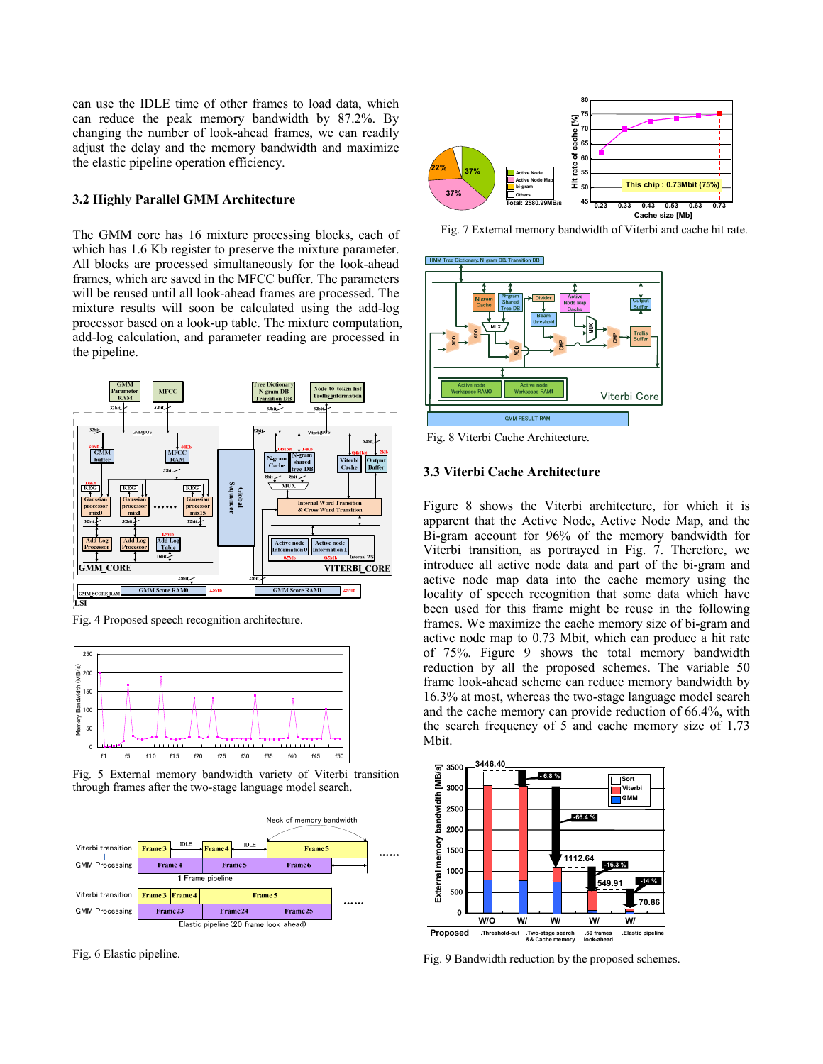can use the IDLE time of other frames to load data, which can reduce the peak memory bandwidth by 87.2%. By changing the number of look-ahead frames, we can readily adjust the delay and the memory bandwidth and maximize the elastic pipeline operation efficiency.

### 3.2 Highly Parallel GMM Architecture

The GMM core has 16 mixture processing blocks, each of which has 1.6 Kb register to preserve the mixture parameter. All blocks are processed simultaneously for the look-ahead frames, which are saved in the MFCC buffer. The parameters will be reused until all look-ahead frames are processed. The mixture results will soon be calculated using the add-log processor based on a look-up table. The mixture computation, add-log calculation, and parameter reading are processed in the pipeline.

Fig. 4 Proposed speech recognition architecture.

Fig. 5 External memory bandwidth variety of Viterbi transition through frames after the two-stage language model search.

Fig. 6 Elastic pipeline.

Fig. 7 External memory bandwidth of Viterbi and cache hit rate.

Fig. 8 Viterbi Cache Architecture.

### 3.3 Viterbi Cache Architecture

Figure 8 shows the Viterbi architecture, for which it is apparent that the Active Node, Active Node Map, and the Bi-gram account for 96% of the memory bandwidth for Viterbi transition, as portrayed in Fig. 7. Therefore, we introduce all active node data and part of the bi-gram and active node map data into the cache memory using the locality of speech recognition that some data which have been used for this frame might be reuse in the following frames. We maximize the cache memory size of bi-gram and active node map to 0.73 Mbit, which can produce a hit rate of 75%. Figure 9 shows the total memory bandwidth reduction by all the proposed schemes. The variable 50 frame look-ahead scheme can reduce memory bandwidth by 16.3% at most, whereas the two-stage language model search and the cache memory can provide reduction of 66.4%, with the search frequency of 5 and cache memory size of 1.73 Mbit.

Fig. 9 Bandwidth reduction by the proposed schemes.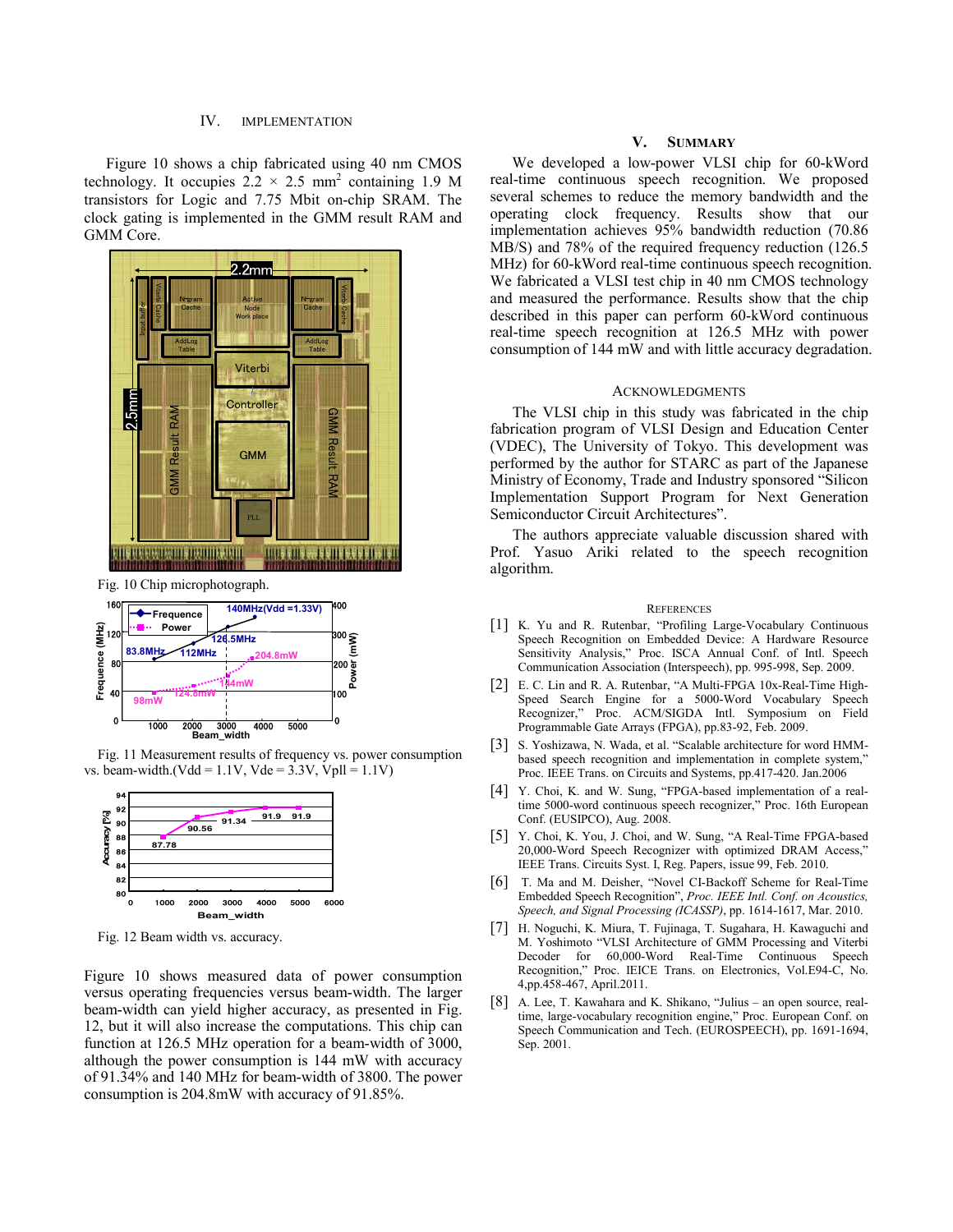## IV. Implementation

Figure 10 shows a chip fabricated using 40 nm CMOS technology. It occupies 2.2 × 2.5 mm$^2$ containing 1.9 M transistors for Logic and 7.75 Mbit on-chip SRAM. The clock gating is implemented in the GMM result RAM and GMM Core.

2.2mm
2.5mm
Input buffer
Viterbi Cache
N-gram Cache
Active Node Work place
N-gram Cache
Viterbi Cache
AddLog Table
AddLog Table
Viterbi
Controller
GMM
GMM Result RAM
GMM Result RAM
PLL

Fig. 10 Chip microphotograph.

Frequence
Power
140MHz(Vdd =1.33V)
126.5MHz
112MHz
83.8MHz
204.8mW
144mW
124.8mW
98mW
Frequence (MHz)
Power (mW)
Beam_width
0
40
80
120
160
0
100
200
300
400
1000
2000
3000
4000
5000

Fig. 11 Measurement results of frequency vs. power consumption vs. beam-width.(Vdd = 1.1V, Vde = 3.3V, Vpll = 1.1V)

Accuracy [%]
Beam_width
87.78
90.56
91.34
91.9
91.9
80
82
84
86
88
90
92
94
0
1000
2000
3000
4000
5000
6000

Fig. 12 Beam width vs. accuracy.

Figure 10 shows measured data of power consumption versus operating frequencies versus beam-width. The larger beam-width can yield higher accuracy, as presented in Fig. 12, but it will also increase the computations. This chip can function at 126.5 MHz operation for a beam-width of 3000, although the power consumption is 144 mW with accuracy of 91.34% and 140 MHz for beam-width of 3800. The power consumption is 204.8mW with accuracy of 91.85%.

## V. Summary

We developed a low-power VLSI chip for 60-kWord real-time continuous speech recognition. We proposed several schemes to reduce the memory bandwidth and the operating clock frequency. Results show that our implementation achieves 95% bandwidth reduction (70.86 MB/S) and 78% of the required frequency reduction (126.5 MHz) for 60-kWord real-time continuous speech recognition. We fabricated a VLSI test chip in 40 nm CMOS technology and measured the performance. Results show that the chip described in this paper can perform 60-kWord continuous real-time speech recognition at 126.5 MHz with power consumption of 144 mW and with little accuracy degradation.

## Acknowledgments

The VLSI chip in this study was fabricated in the chip fabrication program of VLSI Design and Education Center (VDEC), The University of Tokyo. This development was performed by the author for STARC as part of the Japanese Ministry of Economy, Trade and Industry sponsored "Silicon Implementation Support Program for Next Generation Semiconductor Circuit Architectures".

The authors appreciate valuable discussion shared with Prof. Yasuo Ariki related to the speech recognition algorithm.

## References

[1] K. Yu and R. Rutenbar, "Profiling Large-Vocabulary Continuous Speech Recognition on Embedded Device: A Hardware Resource Sensitivity Analysis," Proc. ISCA Annual Conf. of Intl. Speech Communication Association (Interspeech), pp. 995-998, Sep. 2009.

[2] E. C. Lin and R. A. Rutenbar, "A Multi-FPGA 10x-Real-Time High-Speed Search Engine for a 5000-Word Vocabulary Speech Recognizer," Proc. ACM/SIGDA Intl. Symposium on Field Programmable Gate Arrays (FPGA), pp.83-92, Feb. 2009.

[3] S. Yoshizawa, N. Wada, et al. "Scalable architecture for word HMM-based speech recognition and implementation in complete system," Proc. IEEE Trans. on Circuits and Systems, pp.417-420. Jan.2006

[4] Y. Choi, K. and W. Sung, "FPGA-based implementation of a real-time 5000-word continuous speech recognizer," Proc. 16th European Conf. (EUSIPCO), Aug. 2008.

[5] Y. Choi, K. You, J. Choi, and W. Sung, "A Real-Time FPGA-based 20,000-Word Speech Recognizer with optimized DRAM Access," IEEE Trans. Circuits Syst. I, Reg. Papers, issue 99, Feb. 2010.

[6] T. Ma and M. Deisher, "Novel CI-Backoff Scheme for Real-Time Embedded Speech Recognition", *Proc. IEEE Intl. Conf. on Acoustics, Speech, and Signal Processing (ICASSP)*, pp. 1614-1617, Mar. 2010.

[7] H. Noguchi, K. Miura, T. Fujinaga, T. Sugahara, H. Kawaguchi and M. Yoshimoto "VLSI Architecture of GMM Processing and Viterbi Decoder for 60,000-Word Real-Time Continuous Speech Recognition," Proc. IEICE Trans. on Electronics, Vol.E94-C, No. 4,pp.458-467, April.2011.

[8] A. Lee, T. Kawahara and K. Shikano, "Julius – an open source, real-time, large-vocabulary recognition engine," Proc. European Conf. on Speech Communication and Tech. (EUROSPEECH), pp. 1691-1694, Sep. 2001.